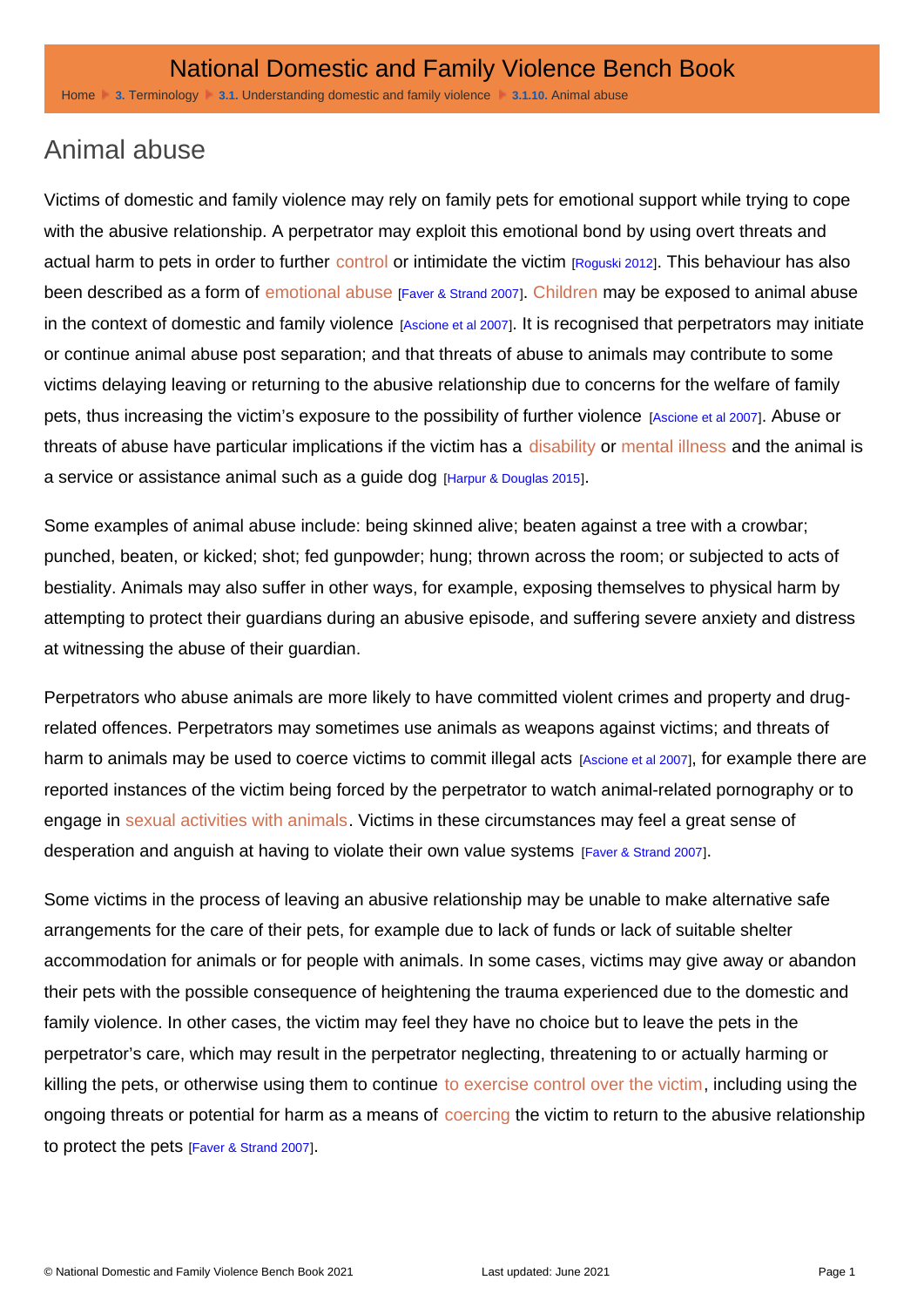# Animal abuse

Victims of domestic and family violence may rely on family pets for emotional support while trying to cope with the abusive relationship. A perpetrator may exploit this emotional bond by using overt threats and actual harm to pets in order to further control or intimidate the victim [Roguski 2012]. This behaviour has also been described as a form of emotional abuse [Faver & Strand 2007]. Children may be exposed to animal abuse in the context of domestic and family violence [Ascione et al 2007]. It is recognised that perpetrators may initiate or continue animal abuse post separation; and that threats of abuse to animals may contribute to some victims delaying leaving or returning to the abusive relationship due to concerns for the welfare of family pets, thus increasing the victim's exposure to the possibility of further violence [Ascione et al 2007]. Abuse or threats of abuse have particular implications if the victim has a disability or mental illness and the animal is a service or assistance animal such as a guide dog [Harpur & Douglas 2015].

Some examples of animal abuse include: being skinned alive; beaten against a tree with a crowbar; punched, beaten, or kicked; shot; fed gunpowder; hung; thrown across the room; or subjected to acts of bestiality. Animals may also suffer in other ways, for example, exposing themselves to physical harm by attempting to protect their guardians during an abusive episode, and suffering severe anxiety and distress at witnessing the abuse of their guardian.

Perpetrators who abuse animals are more likely to have committed violent crimes and property and drug-related offences. Perpetrators may sometimes use animals as weapons against victims; and threats of harm to animals may be used to coerce victims to commit illegal acts [Ascione et al 2007], for example there are reported instances of the victim being forced by the perpetrator to watch animal-related pornography or to engage in sexual activities with animals. Victims in these circumstances may feel a great sense of desperation and anguish at having to violate their own value systems [Faver & Strand 2007].

Some victims in the process of leaving an abusive relationship may be unable to make alternative safe arrangements for the care of their pets, for example due to lack of funds or lack of suitable shelter accommodation for animals or for people with animals. In some cases, victims may give away or abandon their pets with the possible consequence of heightening the trauma experienced due to the domestic and family violence. In other cases, the victim may feel they have no choice but to leave the pets in the perpetrator's care, which may result in the perpetrator neglecting, threatening to or actually harming or killing the pets, or otherwise using them to continue to exercise control over the victim, including using the ongoing threats or potential for harm as a means of coercing the victim to return to the abusive relationship to protect the pets [Faver & Strand 2007].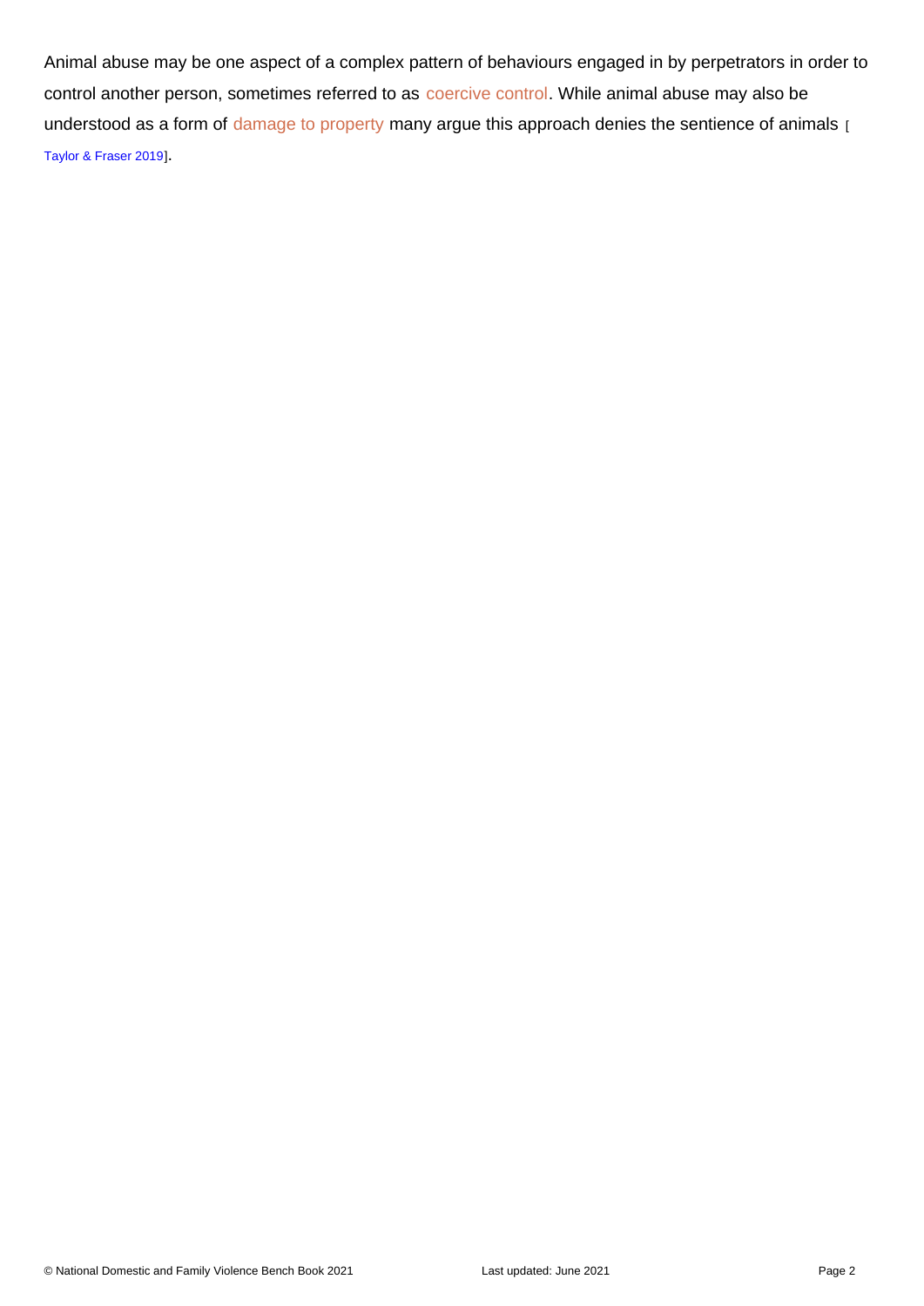Animal abuse may be one aspect of a complex pattern of behaviours engaged in by perpetrators in order to control another person, sometimes referred to as coercive control. While animal abuse may also be understood as a form of damage to property many argue this approach denies the sentience of animals [Taylor & Fraser 2019].